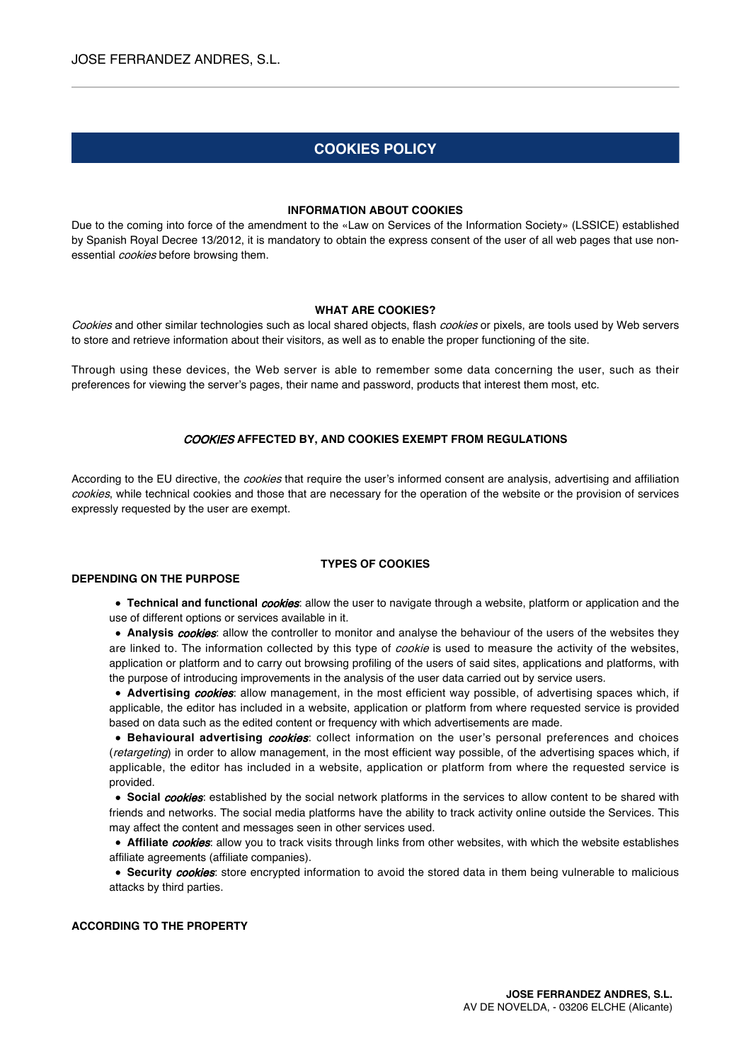# COOKIES POLICY

### INFORMATION ABOUT COOKIES

Due to the coming into force of the amendment to the «Law on Services of the Information Society» (LSSICE) established by Spanish Royal Decree 13/2012, it is mandatory to obtain the express consent of the user of all web pages that use non-essential *cookies* before browsing them.

### WHAT ARE COOKIES?

*Cookies* and other similar technologies such as local shared objects, flash *cookies* or pixels, are tools used by Web servers to store and retrieve information about their visitors, as well as to enable the proper functioning of the site.

Through using these devices, the Web server is able to remember some data concerning the user, such as their preferences for viewing the server's pages, their name and password, products that interest them most, etc.

### *COOKIES* AFFECTED BY, AND COOKIES EXEMPT FROM REGULATIONS

According to the EU directive, the *cookies* that require the user's informed consent are analysis, advertising and affiliation *cookies*, while technical cookies and those that are necessary for the operation of the website or the provision of services expressly requested by the user are exempt.

### TYPES OF COOKIES

**DEPENDING ON THE PURPOSE**

- **Technical and functional *cookies***: allow the user to navigate through a website, platform or application and the use of different options or services available in it.
- **Analysis *cookies***: allow the controller to monitor and analyse the behaviour of the users of the websites they are linked to. The information collected by this type of *cookie* is used to measure the activity of the websites, application or platform and to carry out browsing profiling of the users of said sites, applications and platforms, with the purpose of introducing improvements in the analysis of the user data carried out by service users.
- **Advertising *cookies***: allow management, in the most efficient way possible, of advertising spaces which, if applicable, the editor has included in a website, application or platform from where requested service is provided based on data such as the edited content or frequency with which advertisements are made.
- **Behavioural advertising *cookies***: collect information on the user's personal preferences and choices (*retargeting*) in order to allow management, in the most efficient way possible, of the advertising spaces which, if applicable, the editor has included in a website, application or platform from where the requested service is provided.
- **Social *cookies***: established by the social network platforms in the services to allow content to be shared with friends and networks. The social media platforms have the ability to track activity online outside the Services. This may affect the content and messages seen in other services used.
- **Affiliate *cookies***: allow you to track visits through links from other websites, with which the website establishes affiliate agreements (affiliate companies).
- **Security *cookies***: store encrypted information to avoid the stored data in them being vulnerable to malicious attacks by third parties.

**ACCORDING TO THE PROPERTY**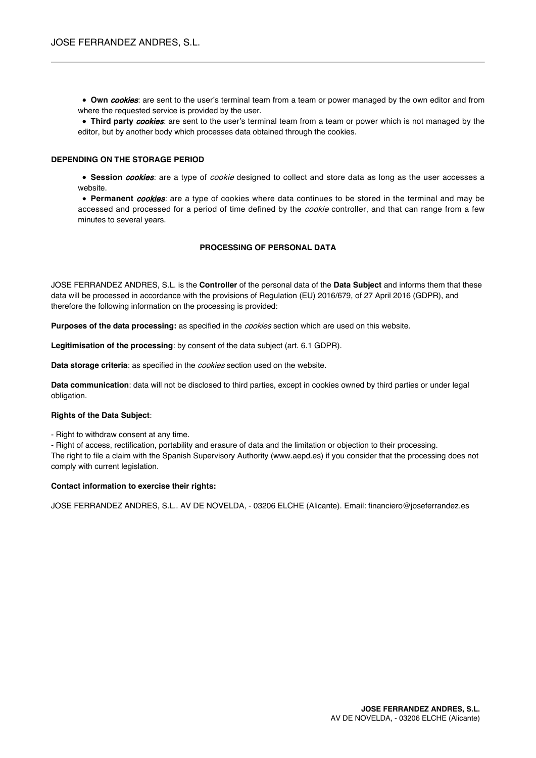- **Own *cookies***: are sent to the user's terminal team from a team or power managed by the own editor and from where the requested service is provided by the user.
- **Third party *cookies***: are sent to the user's terminal team from a team or power which is not managed by the editor, but by another body which processes data obtained through the cookies.

#### DEPENDING ON THE STORAGE PERIOD

- **Session *cookies***: are a type of *cookie* designed to collect and store data as long as the user accesses a website.
- **Permanent *cookies***: are a type of cookies where data continues to be stored in the terminal and may be accessed and processed for a period of time defined by the *cookie* controller, and that can range from a few minutes to several years.

## PROCESSING OF PERSONAL DATA

JOSE FERRANDEZ ANDRES, S.L. is the **Controller** of the personal data of the **Data Subject** and informs them that these data will be processed in accordance with the provisions of Regulation (EU) 2016/679, of 27 April 2016 (GDPR), and therefore the following information on the processing is provided:

**Purposes of the data processing:** as specified in the *cookies* section which are used on this website.

**Legitimisation of the processing**: by consent of the data subject (art. 6.1 GDPR).

**Data storage criteria**: as specified in the *cookies* section used on the website.

**Data communication**: data will not be disclosed to third parties, except in cookies owned by third parties or under legal obligation.

**Rights of the Data Subject**:

- Right to withdraw consent at any time.
- Right of access, rectification, portability and erasure of data and the limitation or objection to their processing.

The right to file a claim with the Spanish Supervisory Authority (www.aepd.es) if you consider that the processing does not comply with current legislation.

**Contact information to exercise their rights:**

JOSE FERRANDEZ ANDRES, S.L.. AV DE NOVELDA, - 03206 ELCHE (Alicante). Email: financiero@joseferrandez.es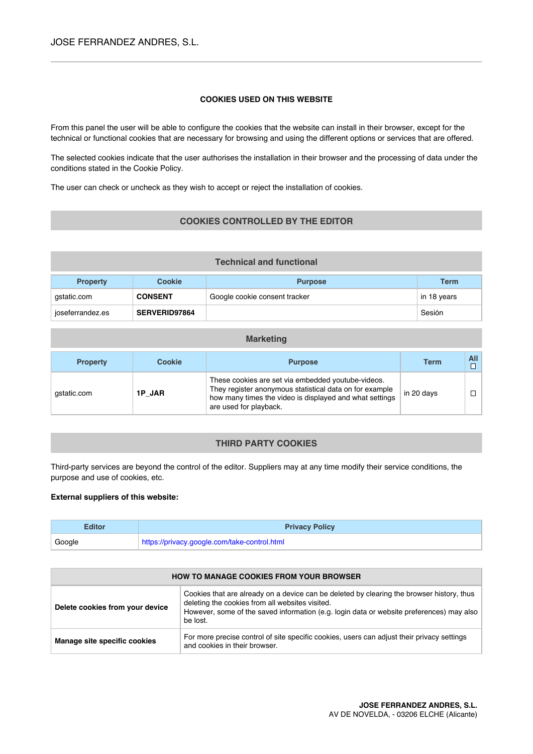### COOKIES USED ON THIS WEBSITE

From this panel the user will be able to configure the cookies that the website can install in their browser, except for the technical or functional cookies that are necessary for browsing and using the different options or services that are offered.

The selected cookies indicate that the user authorises the installation in their browser and the processing of data under the conditions stated in the Cookie Policy.

The user can check or uncheck as they wish to accept or reject the installation of cookies.

## COOKIES CONTROLLED BY THE EDITOR

### Technical and functional

| Property | Cookie | Purpose | Term |
|---|---|---|---|
| gstatic.com | **CONSENT** | Google cookie consent tracker | in 18 years |
| joseferrandez.es | **SERVERID97864** | | Sesión |

### Marketing

| Property | Cookie | Purpose | Term | All ☐ |
|---|---|---|---|---|
| gstatic.com | **1P_JAR** | These cookies are set via embedded youtube-videos. They register anonymous statistical data on for example how many times the video is displayed and what settings are used for playback. | in 20 days | ☐ |

## THIRD PARTY COOKIES

Third-party services are beyond the control of the editor. Suppliers may at any time modify their service conditions, the purpose and use of cookies, etc.

**External suppliers of this website:**

| Editor | Privacy Policy |
|---|---|
| Google | https://privacy.google.com/take-control.html |

| HOW TO MANAGE COOKIES FROM YOUR BROWSER | |
|---|---|
| **Delete cookies from your device** | Cookies that are already on a device can be deleted by clearing the browser history, thus deleting the cookies from all websites visited. However, some of the saved information (e.g. login data or website preferences) may also be lost. |
| **Manage site specific cookies** | For more precise control of site specific cookies, users can adjust their privacy settings and cookies in their browser. |

**JOSE FERRANDEZ ANDRES, S.L.**
AV DE NOVELDA, - 03206 ELCHE (Alicante)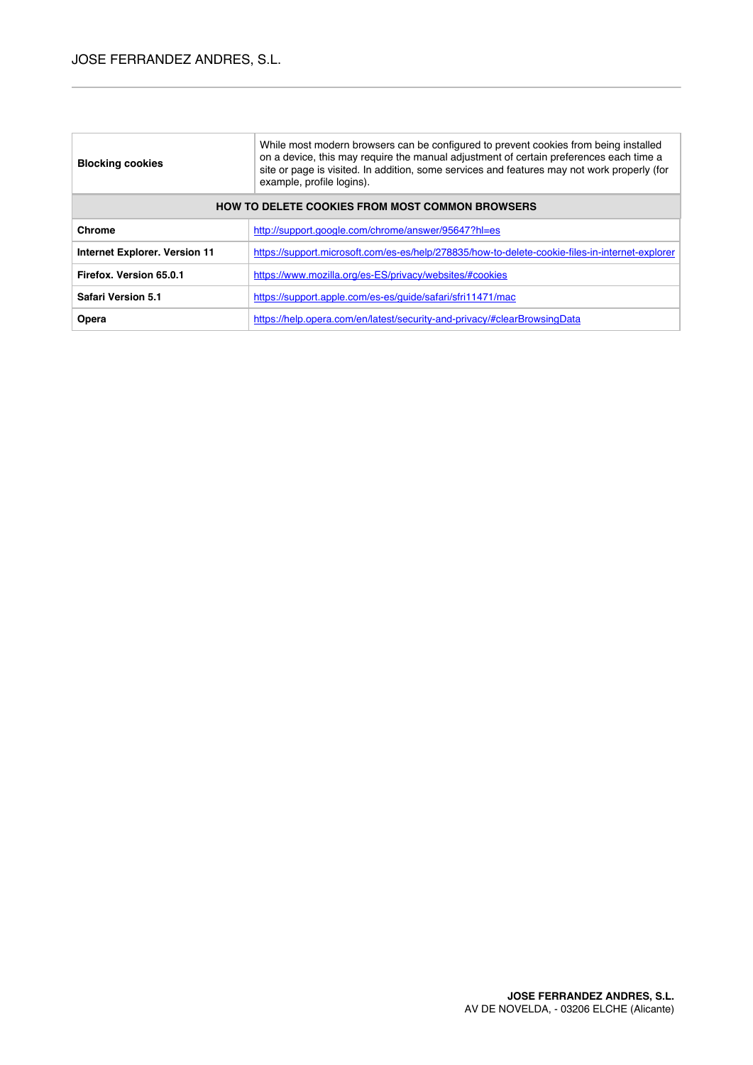| | |
|---|---|
| **Blocking cookies** | While most modern browsers can be configured to prevent cookies from being installed on a device, this may require the manual adjustment of certain preferences each time a site or page is visited. In addition, some services and features may not work properly (for example, profile logins). |
| **HOW TO DELETE COOKIES FROM MOST COMMON BROWSERS** | |
| **Chrome** | http://support.google.com/chrome/answer/95647?hl=es |
| **Internet Explorer. Version 11** | https://support.microsoft.com/es-es/help/278835/how-to-delete-cookie-files-in-internet-explorer |
| **Firefox. Version 65.0.1** | https://www.mozilla.org/es-ES/privacy/websites/#cookies |
| **Safari Version 5.1** | https://support.apple.com/es-es/guide/safari/sfri11471/mac |
| **Opera** | https://help.opera.com/en/latest/security-and-privacy/#clearBrowsingData |